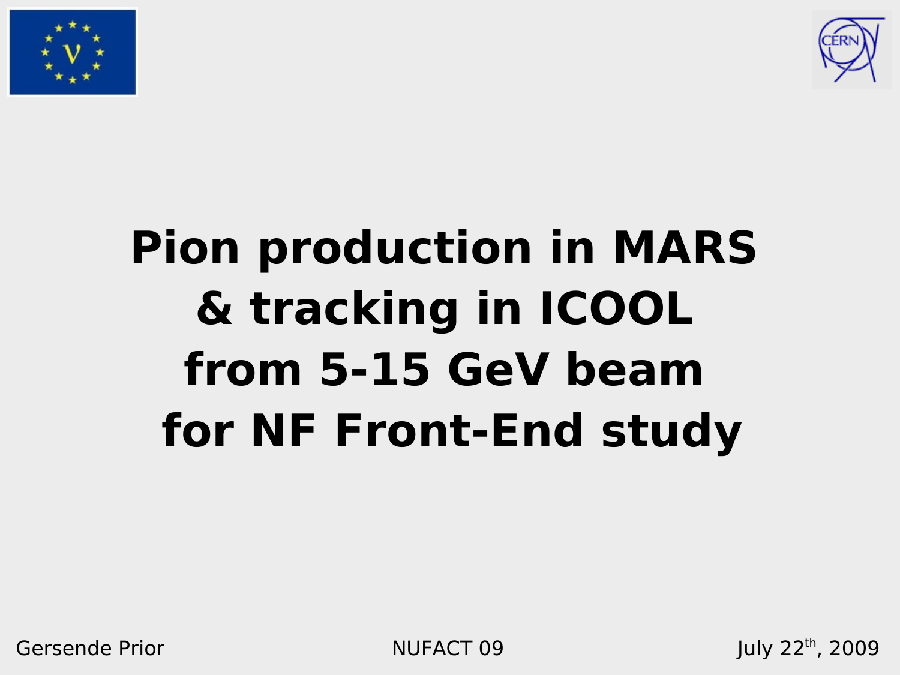# Pion production in MARS & tracking in ICOOL from 5-15 GeV beam for NF Front-End study

Gersende Prior

NUFACT 09

July 22th, 2009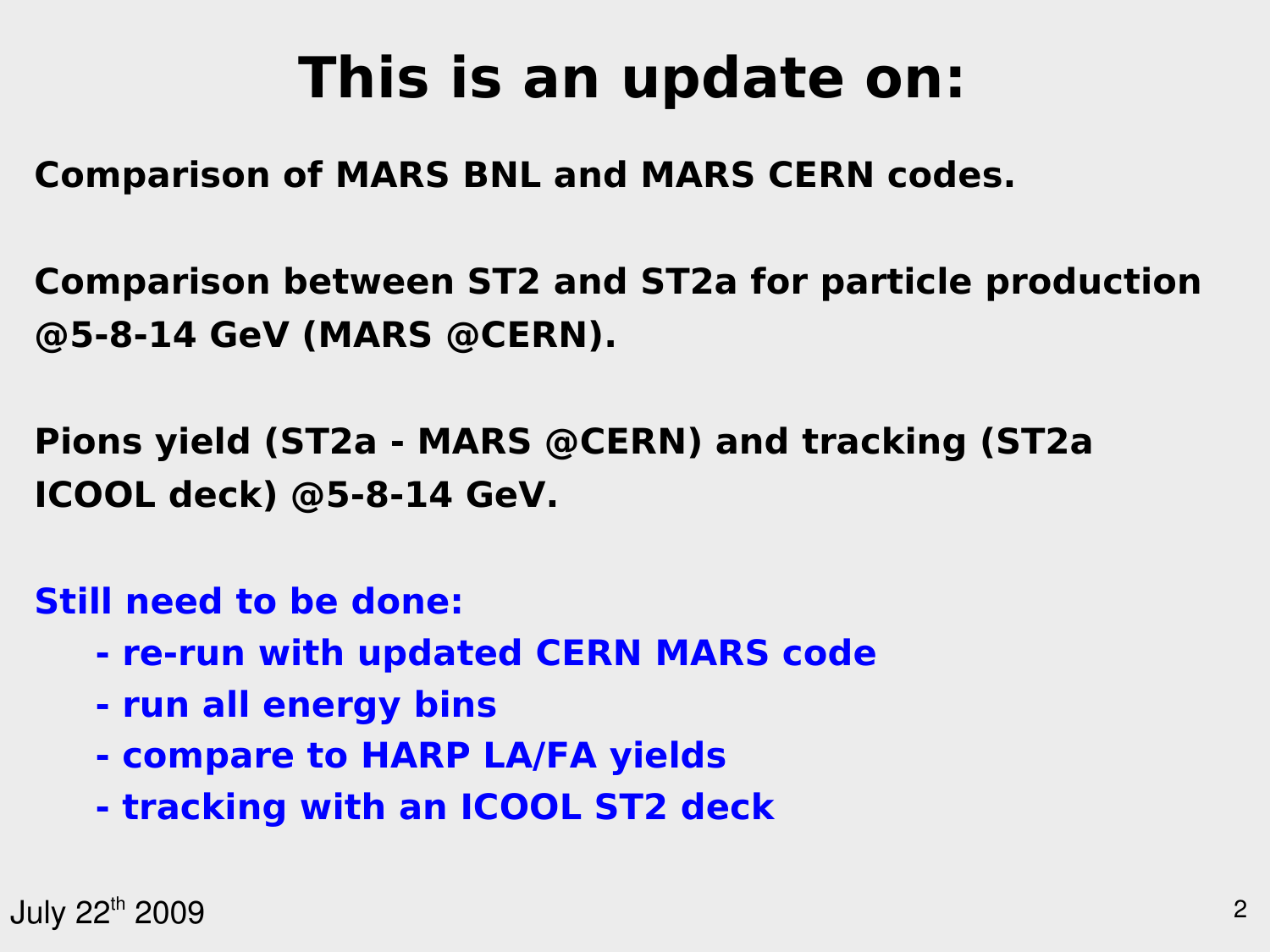# This is an update on:

**Comparison of MARS BNL and MARS CERN codes.**

**Comparison between ST2 and ST2a for particle production @5-8-14 GeV (MARS @CERN).**

**Pions yield (ST2a - MARS @CERN) and tracking (ST2a ICOOL deck) @5-8-14 GeV.**

**Still need to be done:**

- **re-run with updated CERN MARS code**
- **run all energy bins**
- **compare to HARP LA/FA yields**
- **tracking with an ICOOL ST2 deck**

July 22th 2009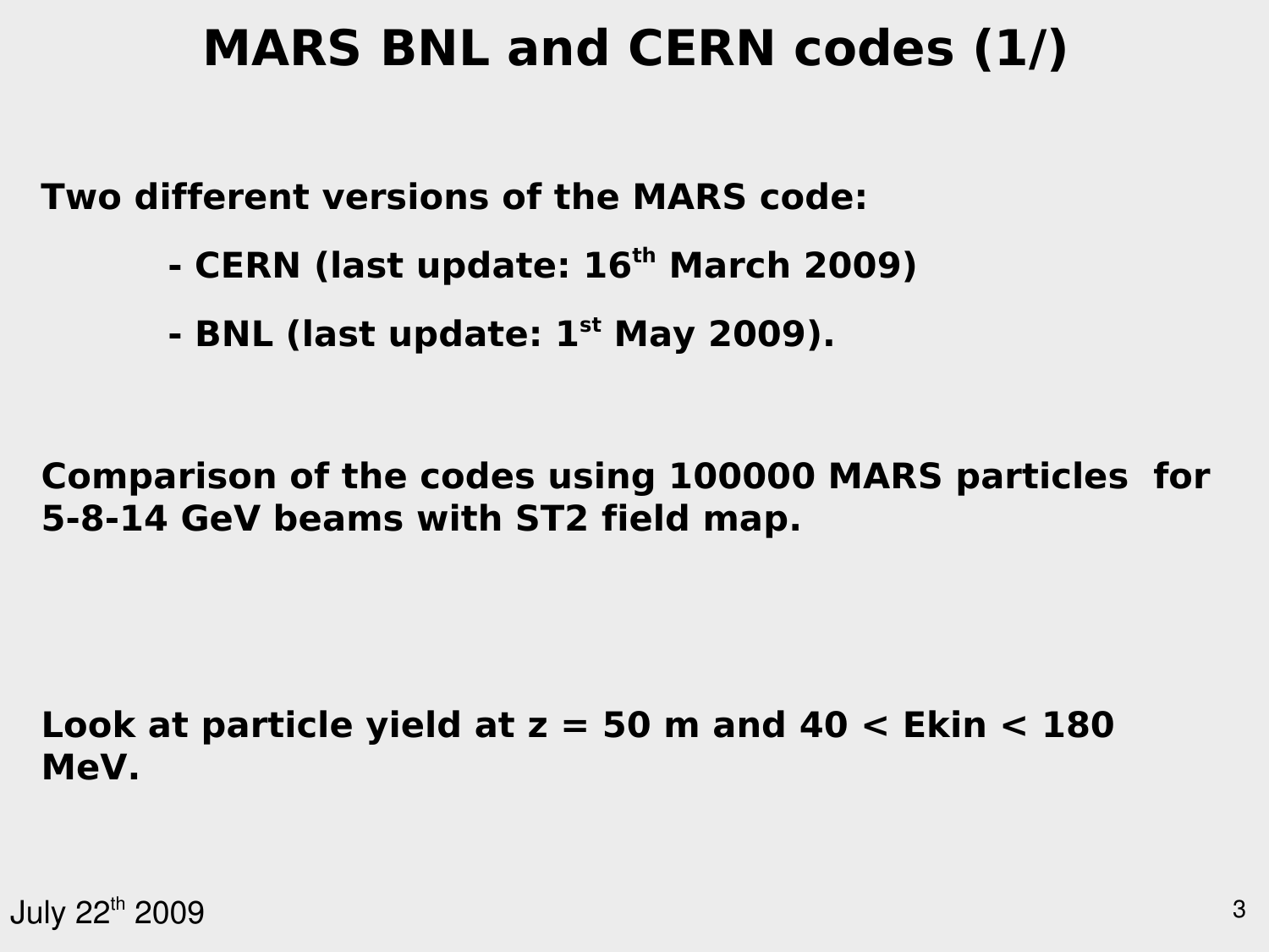# MARS BNL and CERN codes (1/)

**Two different versions of the MARS code:**

- **CERN (last update: 16th March 2009)**
- **BNL (last update: 1st May 2009).**

**Comparison of the codes using 100000 MARS particles for 5-8-14 GeV beams with ST2 field map.**

**Look at particle yield at z = 50 m and 40 < Ekin < 180 MeV.**

July 22th 2009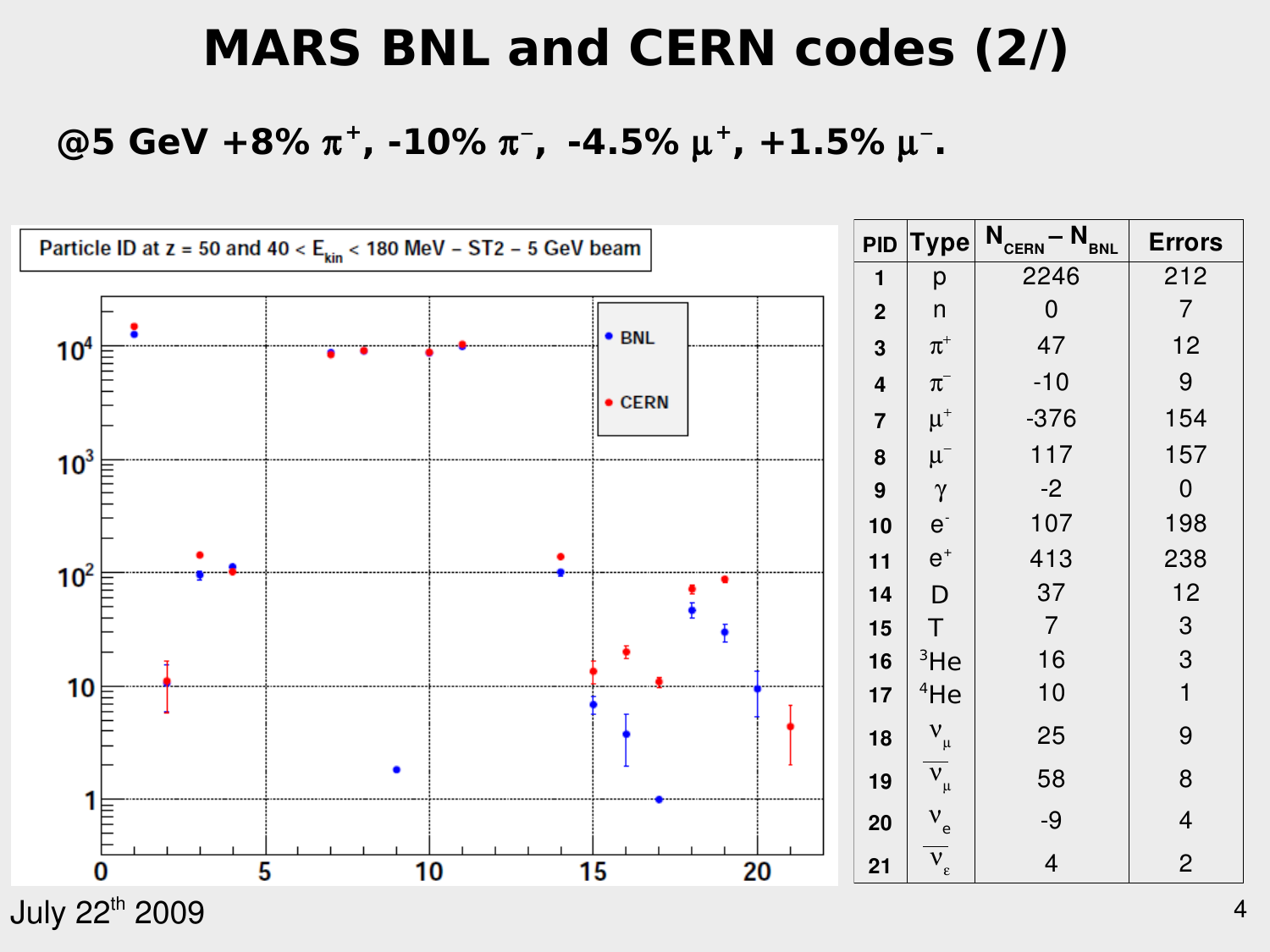# MARS BNL and CERN codes (2/)

**@5 GeV +8% $\pi^+$, -10% $\pi^-$, -4.5% $\mu^+$, +1.5% $\mu^-$.**

Particle ID at z = 50 and 40 < $E_{kin}$ < 180 MeV – ST2 – 5 GeV beam

| PID | Type | $N_{CERN} - N_{BNL}$ | Errors |
|---|---|---|---|
| 1 | p | 2246 | 212 |
| 2 | n | 0 | 7 |
| 3 | $\pi^+$ | 47 | 12 |
| 4 | $\pi^-$ | -10 | 9 |
| 7 | $\mu^+$ | -376 | 154 |
| 8 | $\mu^-$ | 117 | 157 |
| 9 | $\gamma$ | -2 | 0 |
| 10 | $e^-$ | 107 | 198 |
| 11 | $e^+$ | 413 | 238 |
| 14 | D | 37 | 12 |
| 15 | T | 7 | 3 |
| 16 | $^3$He | 16 | 3 |
| 17 | $^4$He | 10 | 1 |
| 18 | $\nu_\mu$ | 25 | 9 |
| 19 | $\overline{\nu}_\mu$ | 58 | 8 |
| 20 | $\nu_e$ | -9 | 4 |
| 21 | $\overline{\nu}_\varepsilon$ | 4 | 2 |

July 22[th] 2009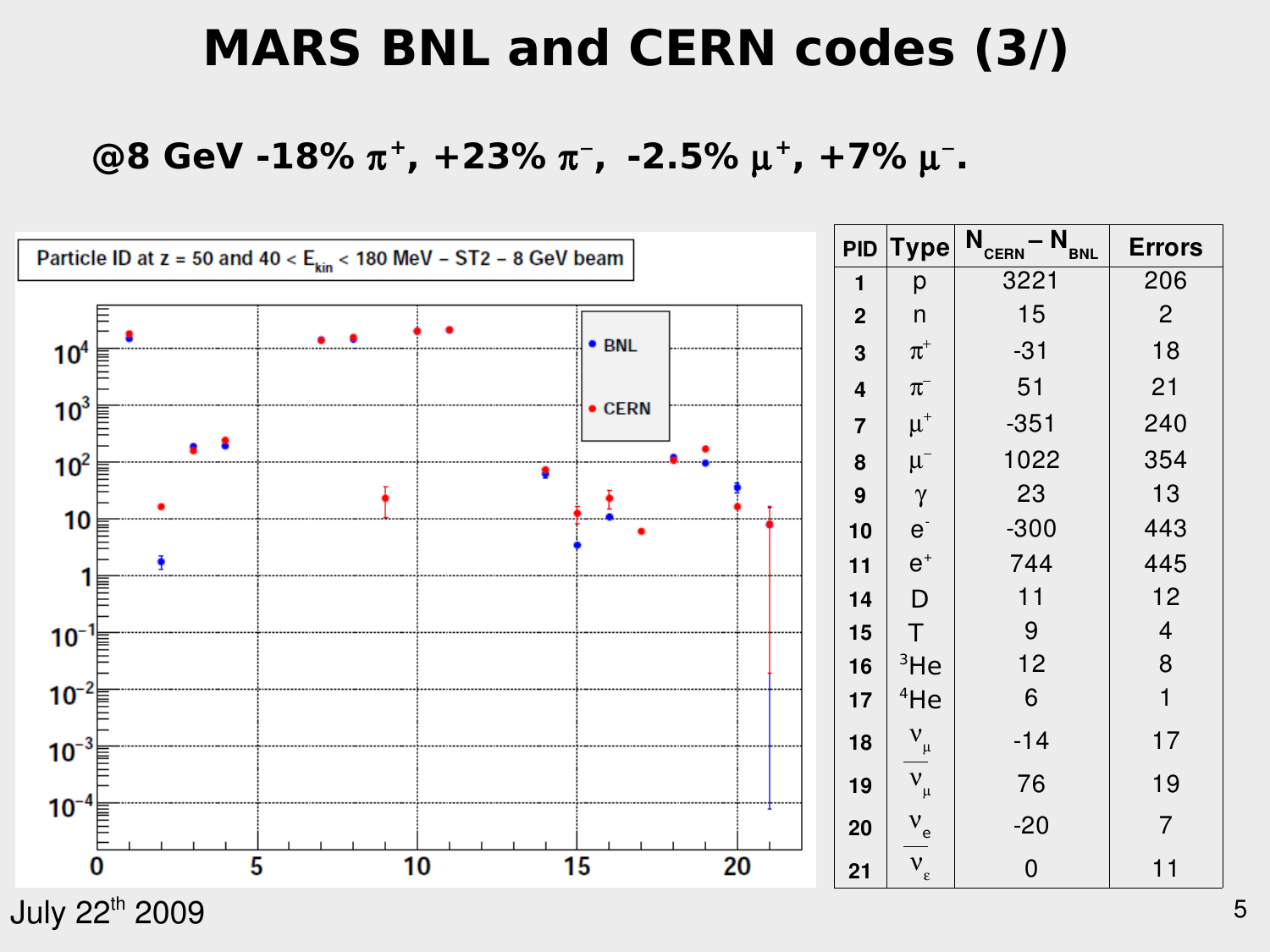# MARS BNL and CERN codes (3/)

## @8 GeV -18% $\pi^+$, +23% $\pi^-$, -2.5% $\mu^+$, +7% $\mu^-$.

| PID | Type | $N_{CERN} - N_{BNL}$ | Errors |
|---|---|---|---|
| 1 | p | 3221 | 206 |
| 2 | n | 15 | 2 |
| 3 | $\pi^+$ | -31 | 18 |
| 4 | $\pi^-$ | 51 | 21 |
| 7 | $\mu^+$ | -351 | 240 |
| 8 | $\mu^-$ | 1022 | 354 |
| 9 | $\gamma$ | 23 | 13 |
| 10 | $e^-$ | -300 | 443 |
| 11 | $e^+$ | 744 | 445 |
| 14 | D | 11 | 12 |
| 15 | T | 9 | 4 |
| 16 | $^3$He | 12 | 8 |
| 17 | $^4$He | 6 | 1 |
| 18 | $\nu_\mu$ | -14 | 17 |
| 19 | $\bar{\nu}_\mu$ | 76 | 19 |
| 20 | $\nu_e$ | -20 | 7 |
| 21 | $\bar{\nu}_\varepsilon$ | 0 | 11 |

July 22[th] 2009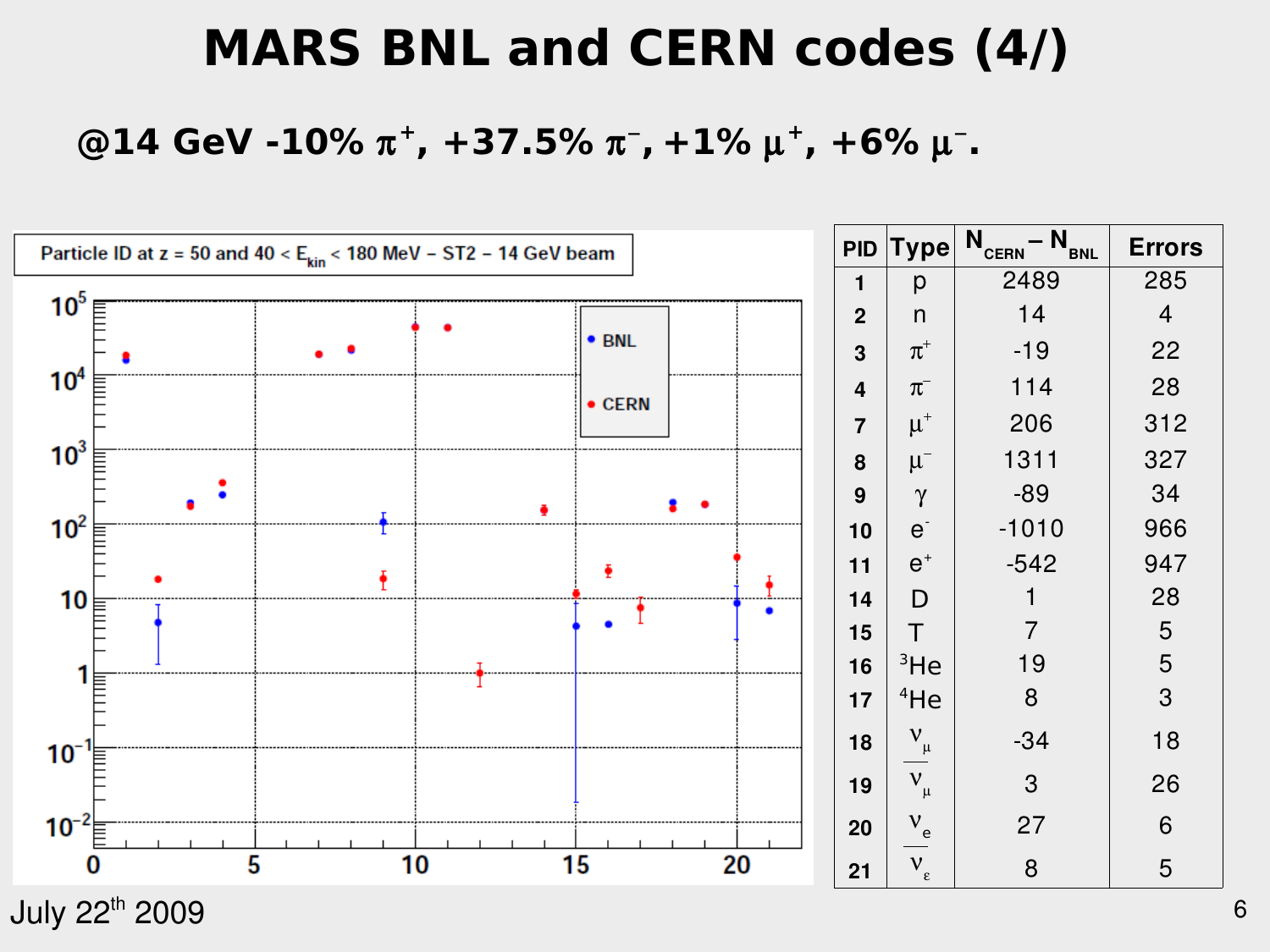# MARS BNL and CERN codes (4/)

**@14 GeV -10% $\pi^+$, +37.5% $\pi^-$, +1% $\mu^+$, +6% $\mu^-$.**

Particle ID at z = 50 and 40 < $E_{kin}$ < 180 MeV – ST2 – 14 GeV beam

| PID | Type | $N_{CERN} - N_{BNL}$ | Errors |
|---|---|---|---|
| 1 | p | 2489 | 285 |
| 2 | n | 14 | 4 |
| 3 | $\pi^+$ | -19 | 22 |
| 4 | $\pi^-$ | 114 | 28 |
| 7 | $\mu^+$ | 206 | 312 |
| 8 | $\mu^-$ | 1311 | 327 |
| 9 | $\gamma$ | -89 | 34 |
| 10 | $e^-$ | -1010 | 966 |
| 11 | $e^+$ | -542 | 947 |
| 14 | D | 1 | 28 |
| 15 | T | 7 | 5 |
| 16 | $^3$He | 19 | 5 |
| 17 | $^4$He | 8 | 3 |
| 18 | $\nu_\mu$ | -34 | 18 |
| 19 | $\bar{\nu}_\mu$ | 3 | 26 |
| 20 | $\nu_e$ | 27 | 6 |
| 21 | $\bar{\nu}_\varepsilon$ | 8 | 5 |

July 22nd 2009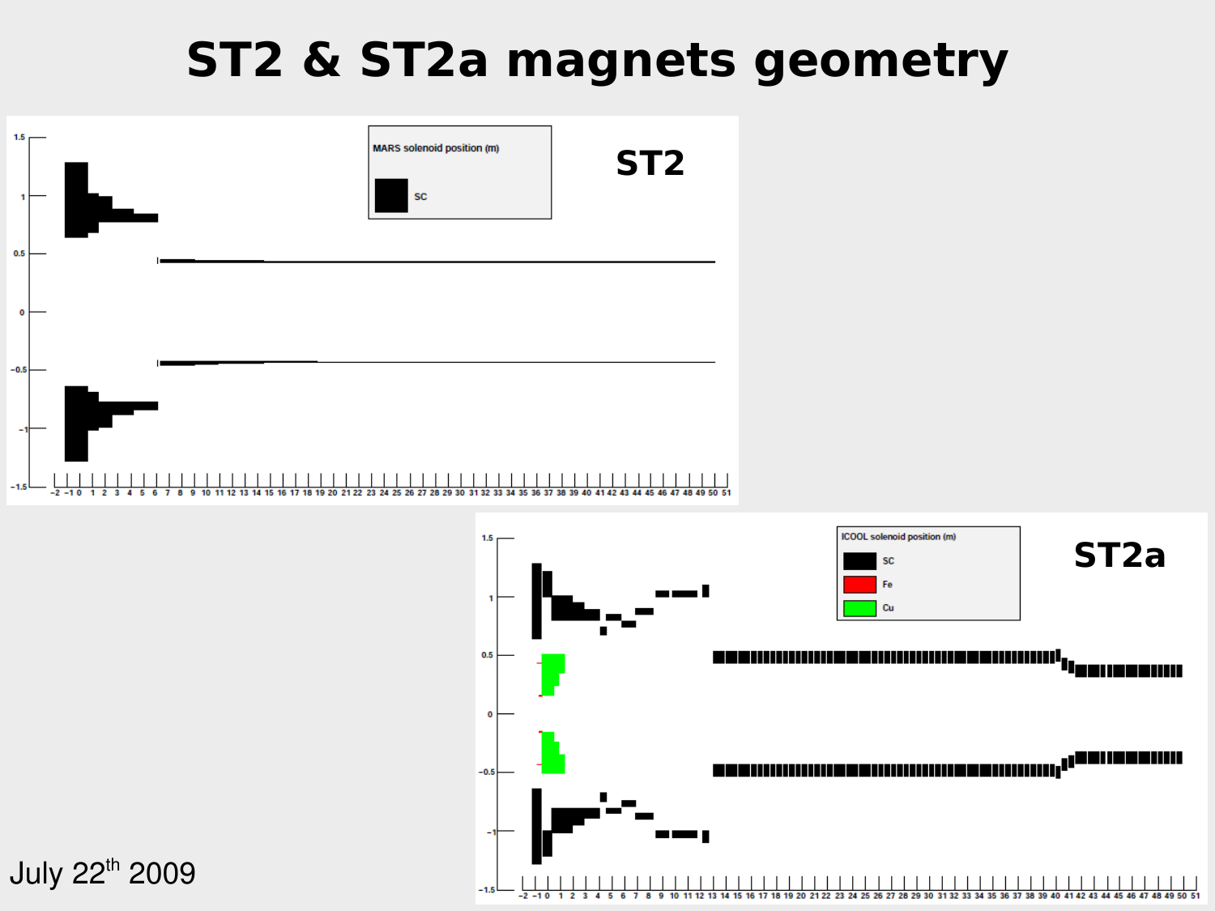# ST2 & ST2a magnets geometry

July 22th 2009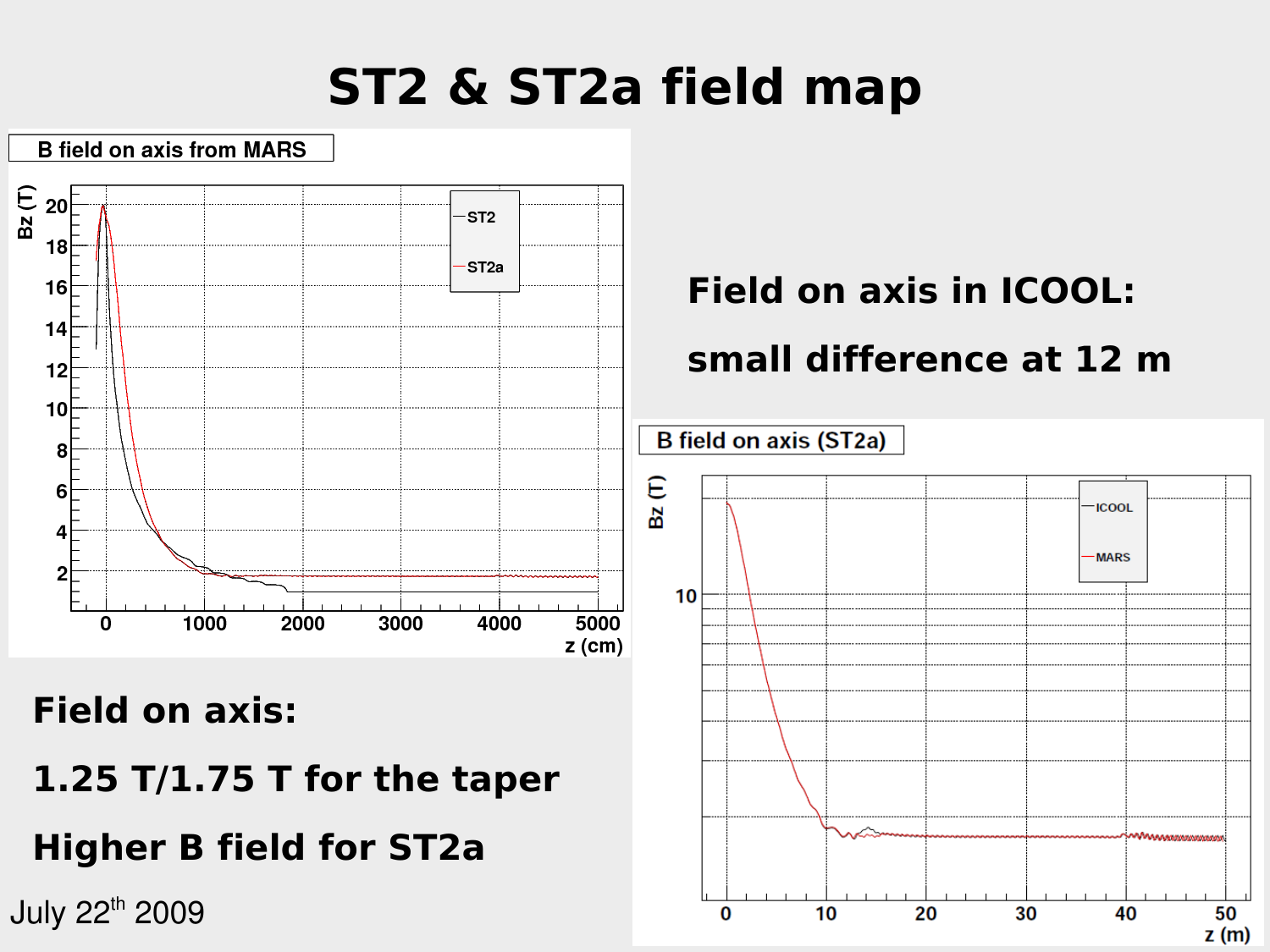# ST2 & ST2a field map

Field on axis in ICOOL:

small difference at 12 m

Field on axis:

1.25 T/1.75 T for the taper

Higher B field for ST2a

July 22[th] 2009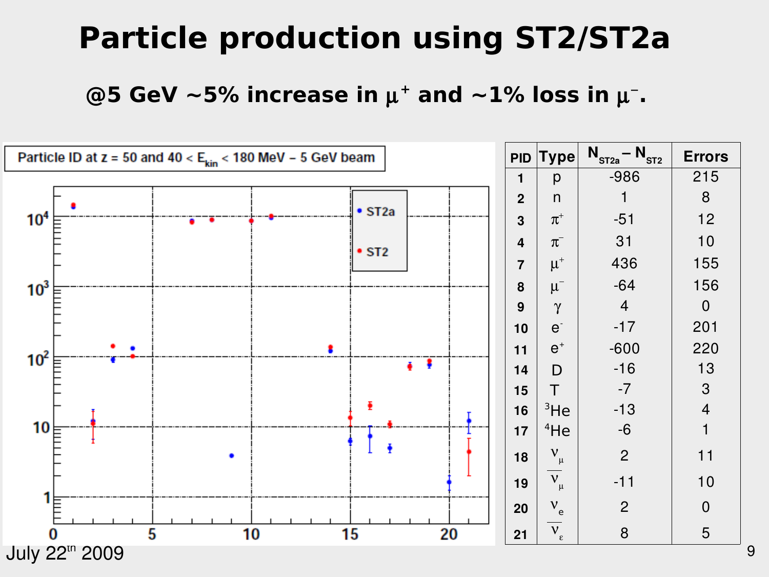# Particle production using ST2/ST2a

## @5 GeV ~5% increase in $\mu^+$ and ~1% loss in $\mu^-$.

| PID | Type | $N_{ST2a} - N_{ST2}$ | Errors |
|---|---|---|---|
| 1 | p | -986 | 215 |
| 2 | n | 1 | 8 |
| 3 | $\pi^+$ | -51 | 12 |
| 4 | $\pi^-$ | 31 | 10 |
| 7 | $\mu^+$ | 436 | 155 |
| 8 | $\mu^-$ | -64 | 156 |
| 9 | $\gamma$ | 4 | 0 |
| 10 | $e^-$ | -17 | 201 |
| 11 | $e^+$ | -600 | 220 |
| 14 | D | -16 | 13 |
| 15 | T | -7 | 3 |
| 16 | $^3$He | -13 | 4 |
| 17 | $^4$He | -6 | 1 |
| 18 | $\nu_\mu$ | 2 | 11 |
| 19 | $\bar{\nu}_\mu$ | -11 | 10 |
| 20 | $\nu_e$ | 2 | 0 |
| 21 | $\bar{\nu}_\varepsilon$ | 8 | 5 |

Particle ID at z = 50 and 40 < $E_{kin}$ < 180 MeV – 5 GeV beam

July 22[th] 2009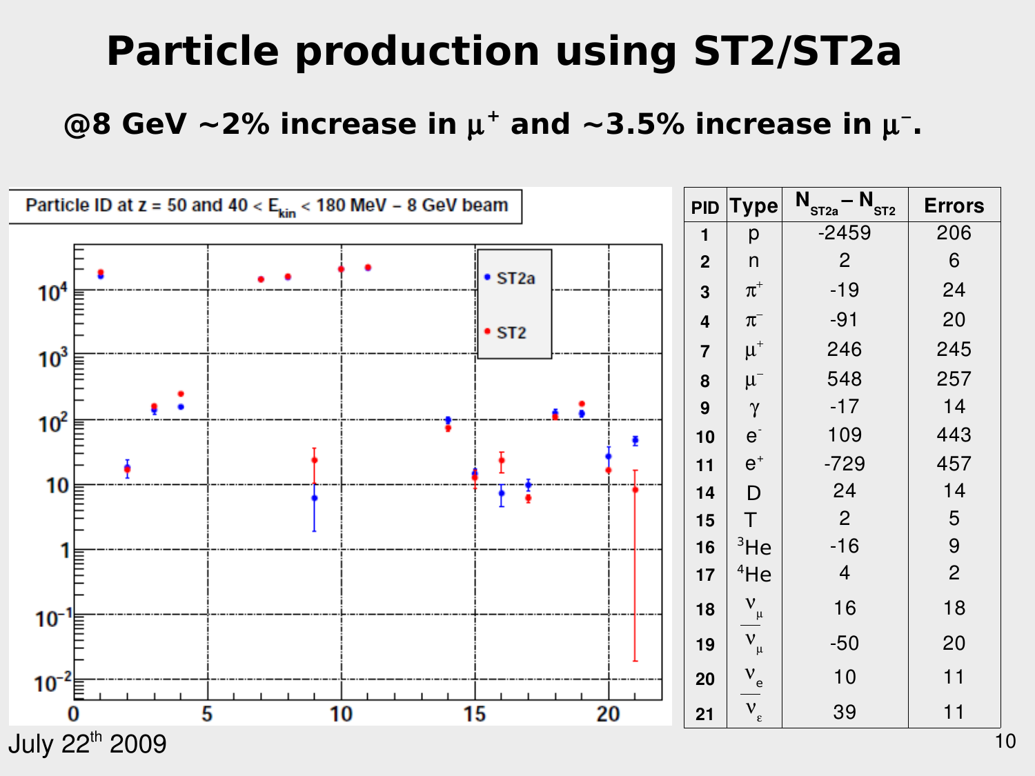# Particle production using ST2/ST2a

**@8 GeV ~2% increase in $\mu^+$ and ~3.5% increase in $\mu^-$.**

Particle ID at z = 50 and 40 < $E_{kin}$ < 180 MeV – 8 GeV beam

| PID | Type | $N_{ST2a} - N_{ST2}$ | Errors |
|---|---|---|---|
| 1 | p | -2459 | 206 |
| 2 | n | 2 | 6 |
| 3 | $\pi^+$ | -19 | 24 |
| 4 | $\pi^-$ | -91 | 20 |
| 7 | $\mu^+$ | 246 | 245 |
| 8 | $\mu^-$ | 548 | 257 |
| 9 | $\gamma$ | -17 | 14 |
| 10 | $e^-$ | 109 | 443 |
| 11 | $e^+$ | -729 | 457 |
| 14 | D | 24 | 14 |
| 15 | T | 2 | 5 |
| 16 | $^3$He | -16 | 9 |
| 17 | $^4$He | 4 | 2 |
| 18 | $\nu_\mu$ | 16 | 18 |
| 19 | $\bar{\nu}_\mu$ | -50 | 20 |
| 20 | $\nu_e$ | 10 | 11 |
| 21 | $\bar{\nu}_e$ | 39 | 11 |

July 22[th] 2009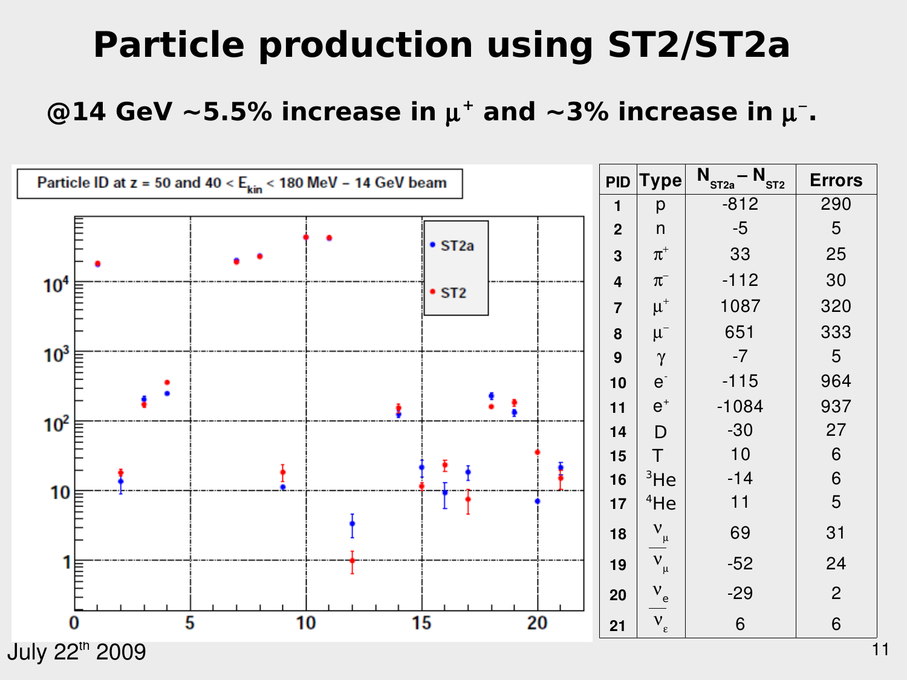# Particle production using ST2/ST2a

**@14 GeV ~5.5% increase in $\mu^+$ and ~3% increase in $\mu^-$.**

Particle ID at z = 50 and 40 < $E_{kin}$ < 180 MeV – 14 GeV beam

| PID | Type | $N_{ST2a} - N_{ST2}$ | Errors |
|---|---|---|---|
| 1 | p | -812 | 290 |
| 2 | n | -5 | 5 |
| 3 | $\pi^+$ | 33 | 25 |
| 4 | $\pi^-$ | -112 | 30 |
| 7 | $\mu^+$ | 1087 | 320 |
| 8 | $\mu^-$ | 651 | 333 |
| 9 | $\gamma$ | -7 | 5 |
| 10 | $e^-$ | -115 | 964 |
| 11 | $e^+$ | -1084 | 937 |
| 14 | D | -30 | 27 |
| 15 | T | 10 | 6 |
| 16 | $^3$He | -14 | 6 |
| 17 | $^4$He | 11 | 5 |
| 18 | $\nu_\mu$ | 69 | 31 |
| 19 | $\bar{\nu}_\mu$ | -52 | 24 |
| 20 | $\nu_e$ | -29 | 2 |
| 21 | $\bar{\nu}_\varepsilon$ | 6 | 6 |

July 22nd 2009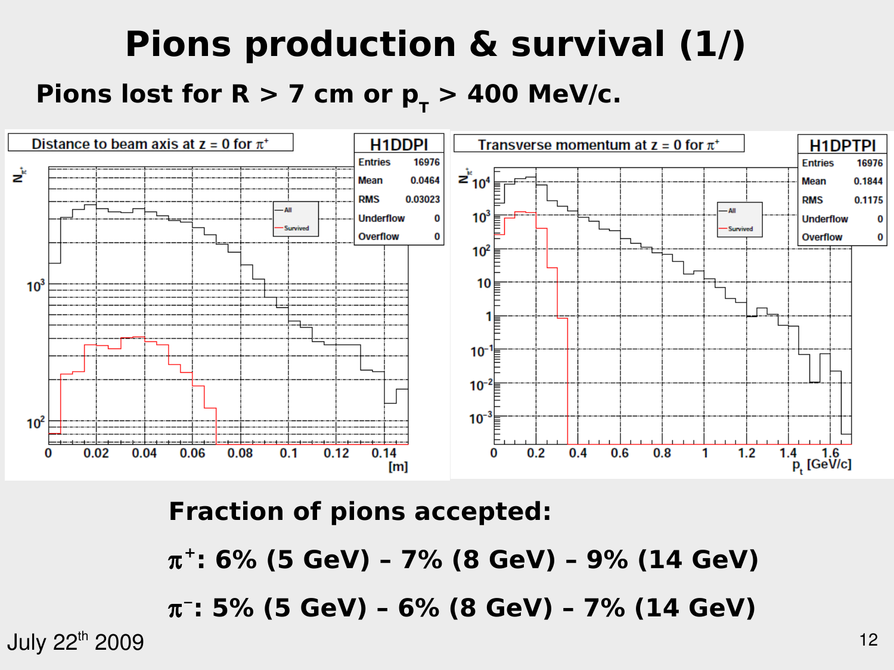# Pions production & survival (1/)

**Pions lost for R > 7 cm or $p_T$ > 400 MeV/c.**

**Fraction of pions accepted:**

**$\pi^+$: 6% (5 GeV) – 7% (8 GeV) – 9% (14 GeV)**

**$\pi^-$: 5% (5 GeV) – 6% (8 GeV) – 7% (14 GeV)**

July 22th 2009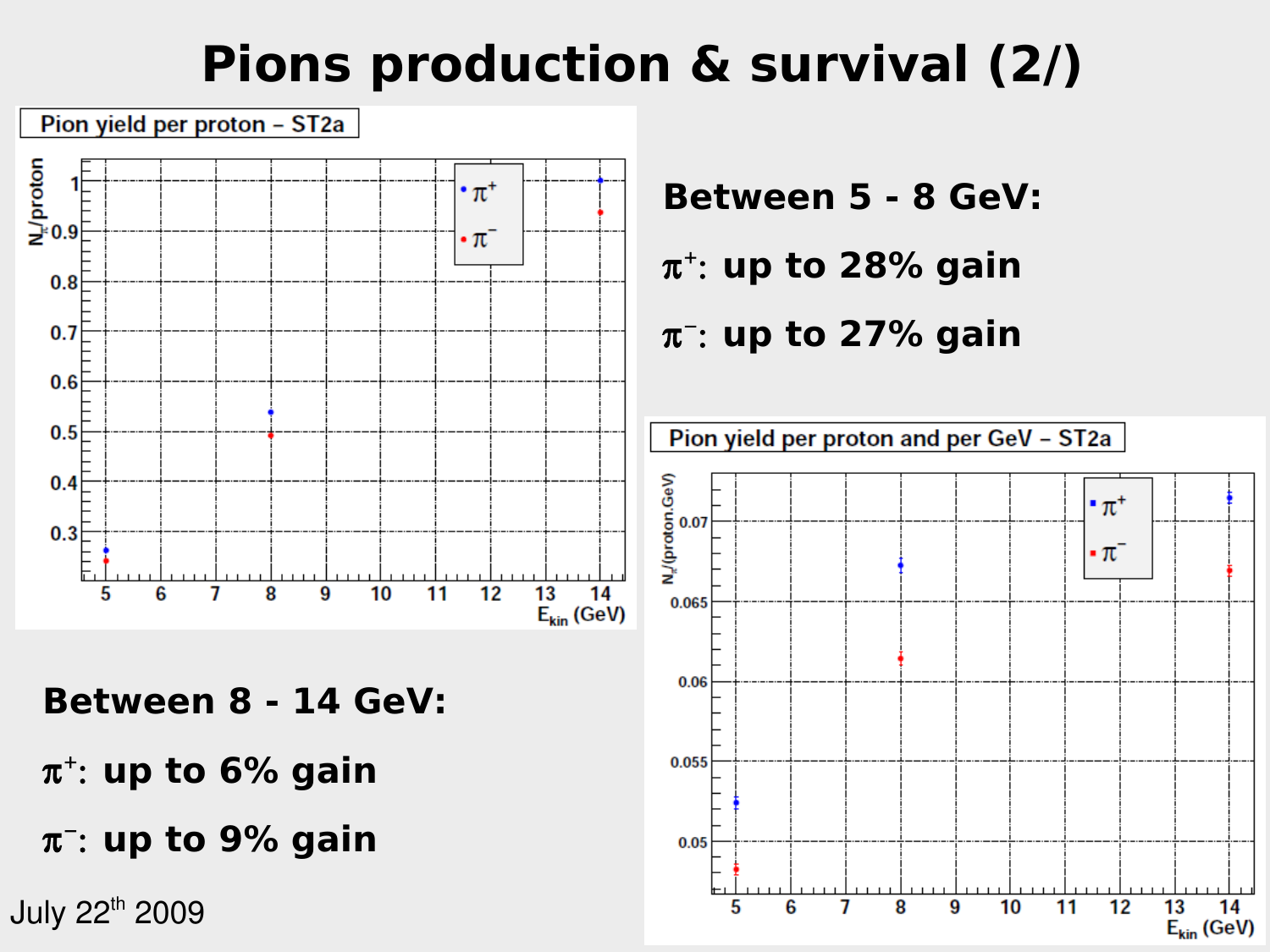# Pions production & survival (2/)

**Between 5 - 8 GeV:**

**$\pi^+$: up to 28% gain**

**$\pi^-$: up to 27% gain**

**Between 8 - 14 GeV:**

**$\pi^+$: up to 6% gain**

**$\pi^-$: up to 9% gain**

July 22[th] 2009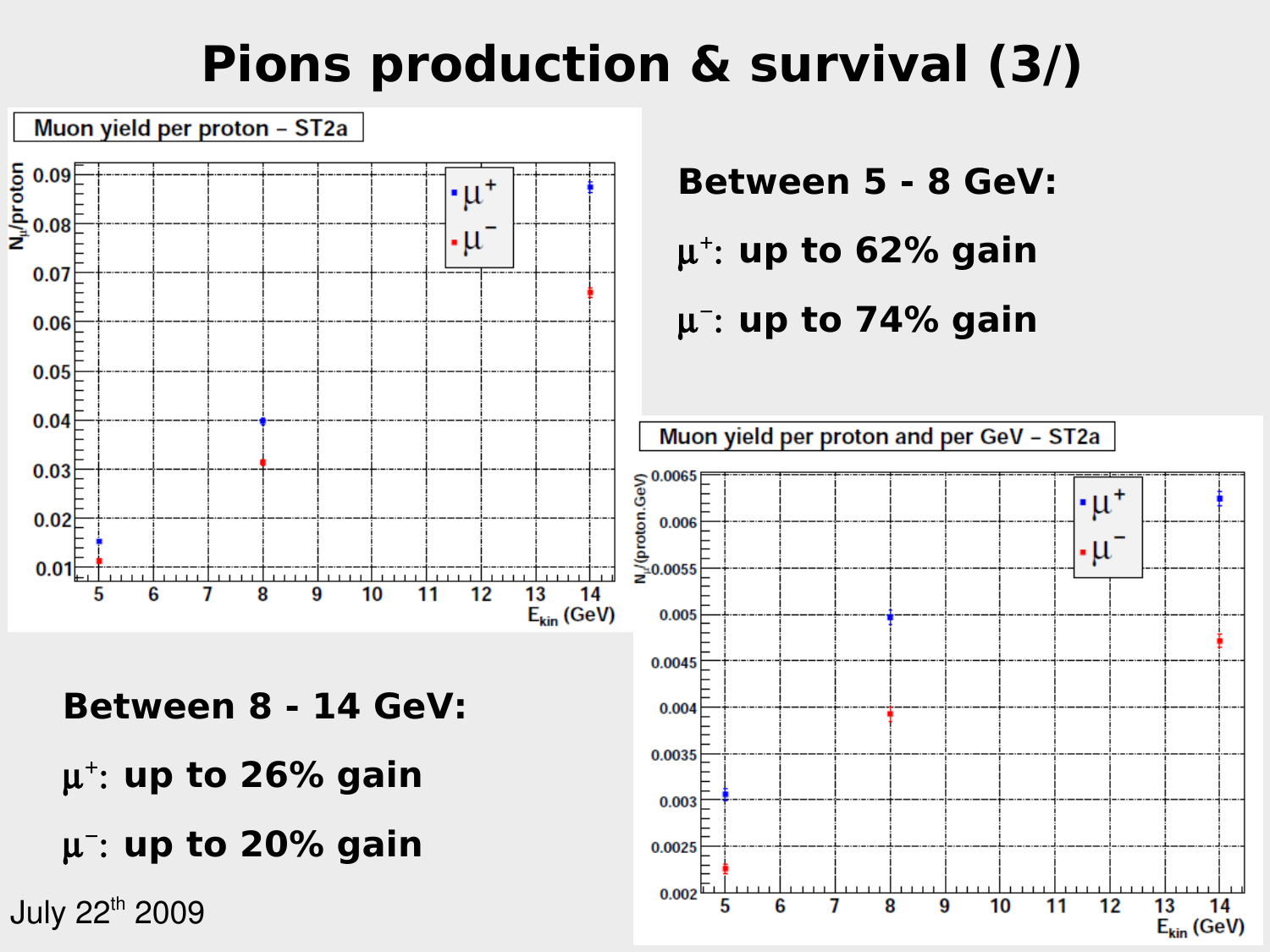# Pions production & survival (3/)

**Muon yield per proton – ST2a**

**Between 5 - 8 GeV:**

**$\mu^+$: up to 62% gain**

**$\mu^-$: up to 74% gain**

**Muon yield per proton and per GeV – ST2a**

**Between 8 - 14 GeV:**

**$\mu^+$: up to 26% gain**

**$\mu^-$: up to 20% gain**

July 22[th] 2009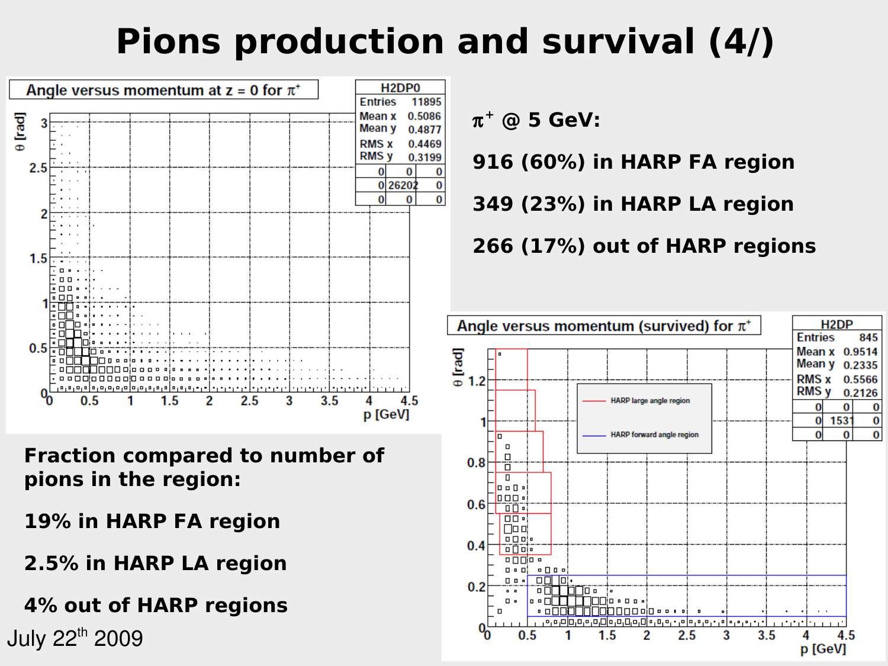# Pions production and survival (4/)

$\pi^+$ @ 5 GeV:

**916 (60%) in HARP FA region**

**349 (23%) in HARP LA region**

**266 (17%) out of HARP regions**

**Fraction compared to number of pions in the region:**

**19% in HARP FA region**

**2.5% in HARP LA region**

**4% out of HARP regions**

July 22[th] 2009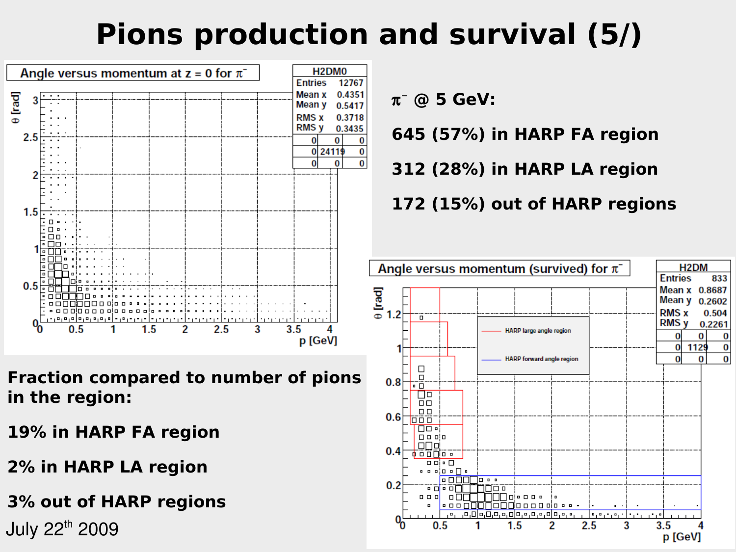# Pions production and survival (5/)

$\pi^-$ @ 5 GeV:

**645 (57%) in HARP FA region**

**312 (28%) in HARP LA region**

**172 (15%) out of HARP regions**

**Fraction compared to number of pions in the region:**

**19% in HARP FA region**

**2% in HARP LA region**

**3% out of HARP regions**

July 22th 2009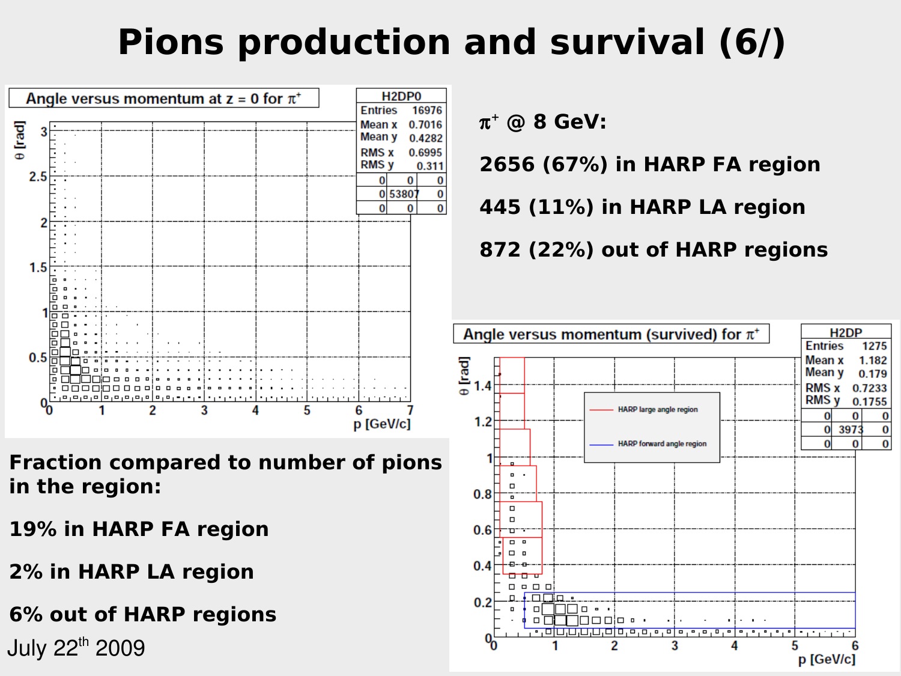# Pions production and survival (6/)

$\pi^+$ @ 8 GeV:

2656 (67%) in HARP FA region

445 (11%) in HARP LA region

872 (22%) out of HARP regions

Fraction compared to number of pions in the region:

19% in HARP FA region

2% in HARP LA region

6% out of HARP regions

July 22[th] 2009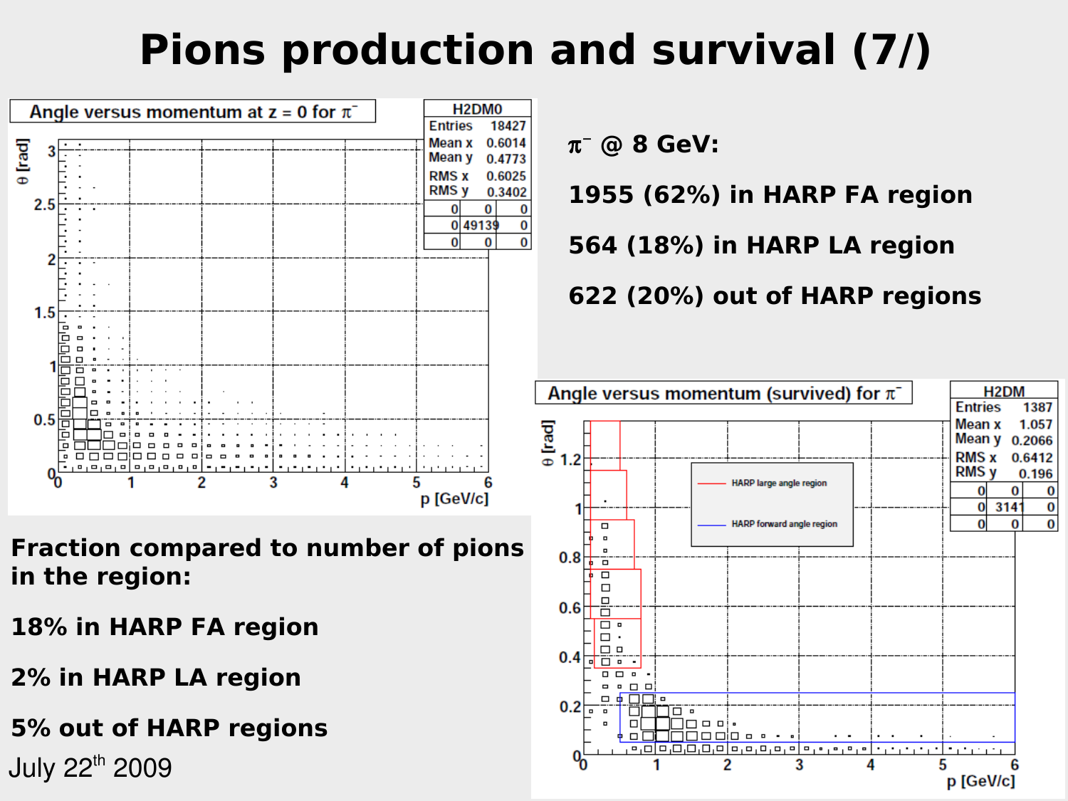# Pions production and survival (7/)

$\pi^-$ @ 8 GeV:

1955 (62%) in HARP FA region

564 (18%) in HARP LA region

622 (20%) out of HARP regions

**Fraction compared to number of pions in the region:**

**18% in HARP FA region**

**2% in HARP LA region**

**5% out of HARP regions**

July 22[th] 2009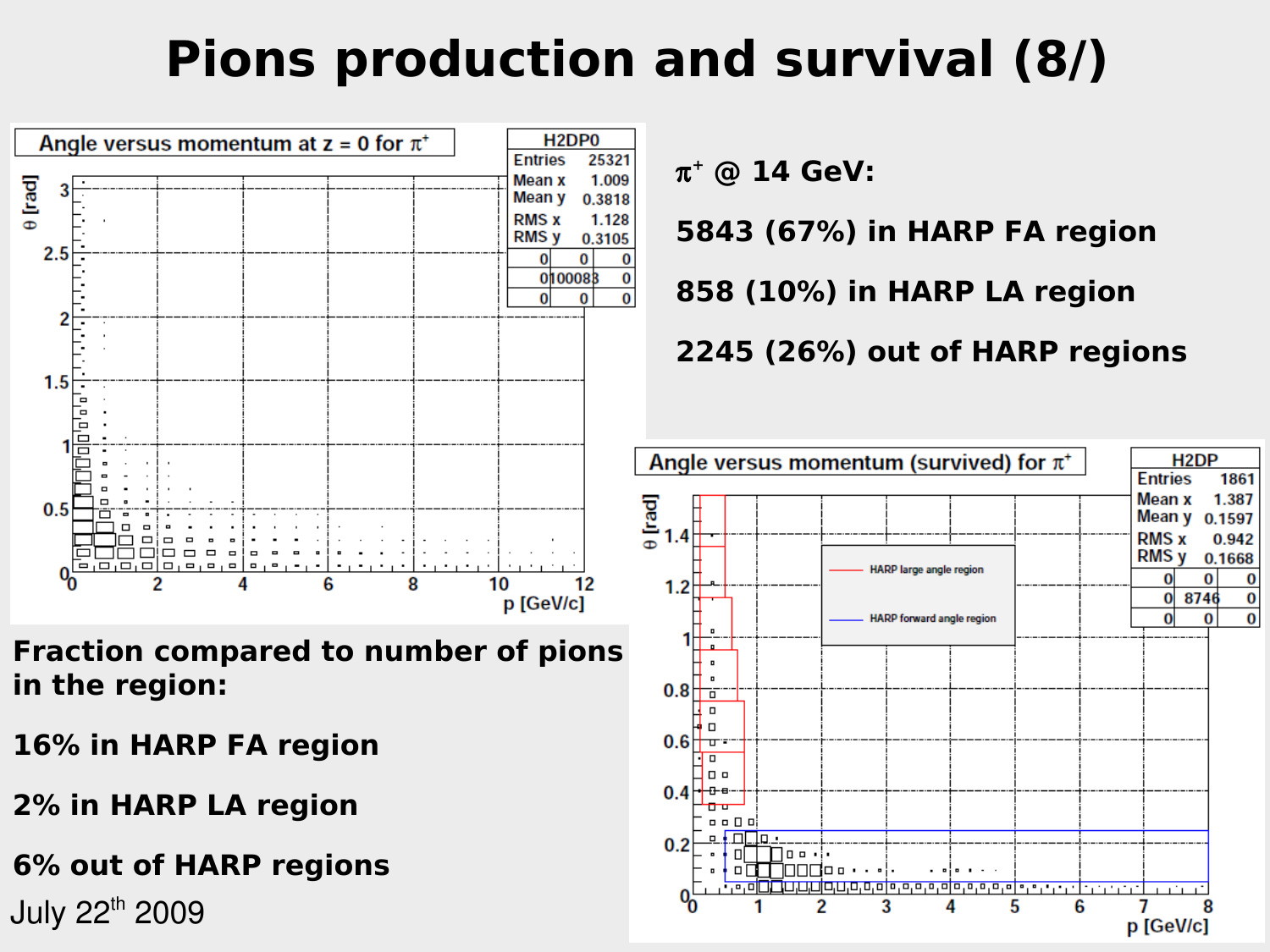# Pions production and survival (8/)

**$\pi^+$ @ 14 GeV:**

**5843 (67%) in HARP FA region**

**858 (10%) in HARP LA region**

**2245 (26%) out of HARP regions**

**Fraction compared to number of pions in the region:**

**16% in HARP FA region**

**2% in HARP LA region**

**6% out of HARP regions**

July 22[th] 2009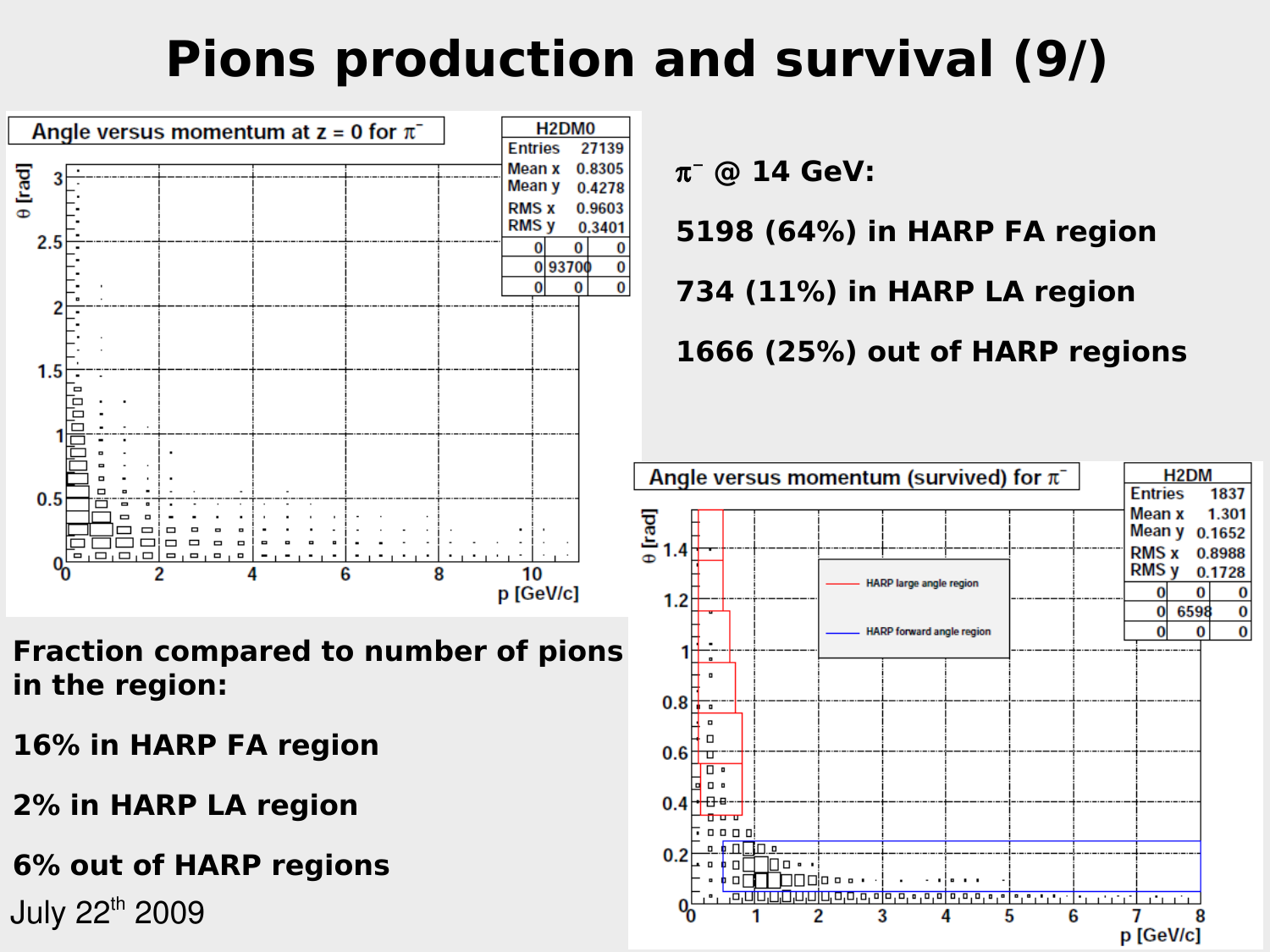# Pions production and survival (9/)

**$\pi^-$ @ 14 GeV:**

**5198 (64%) in HARP FA region**

**734 (11%) in HARP LA region**

**1666 (25%) out of HARP regions**

**Fraction compared to number of pions in the region:**

**16% in HARP FA region**

**2% in HARP LA region**

**6% out of HARP regions**

July 22[th] 2009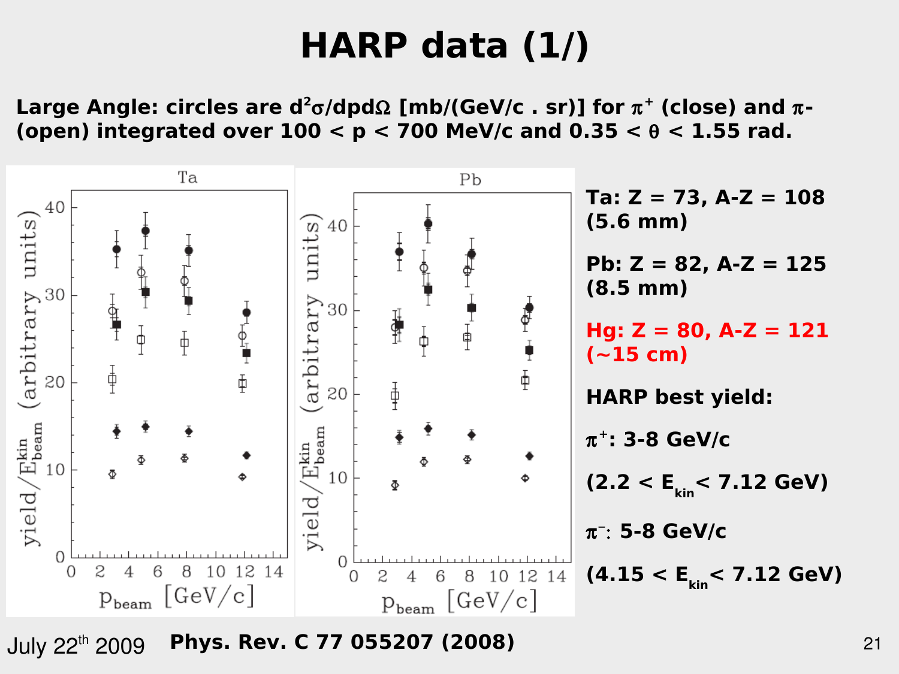# HARP data (1/)

**Large Angle: circles are $d^2\sigma/dpd\Omega$ [mb/(GeV/c . sr)] for $\pi^+$ (close) and $\pi^-$ (open) integrated over 100 < p < 700 MeV/c and 0.35 < $\theta$ < 1.55 rad.**

**Ta: Z = 73, A-Z = 108 (5.6 mm)**

**Pb: Z = 82, A-Z = 125 (8.5 mm)**

**Hg: Z = 80, A-Z = 121 (~15 cm)**

**HARP best yield:**

**$\pi^+$: 3-8 GeV/c**

**(2.2 < $E_{kin}$ < 7.12 GeV)**

**$\pi^-$: 5-8 GeV/c**

**(4.15 < $E_{kin}$ < 7.12 GeV)**

July 22[th] 2009 **Phys. Rev. C 77 055207 (2008)**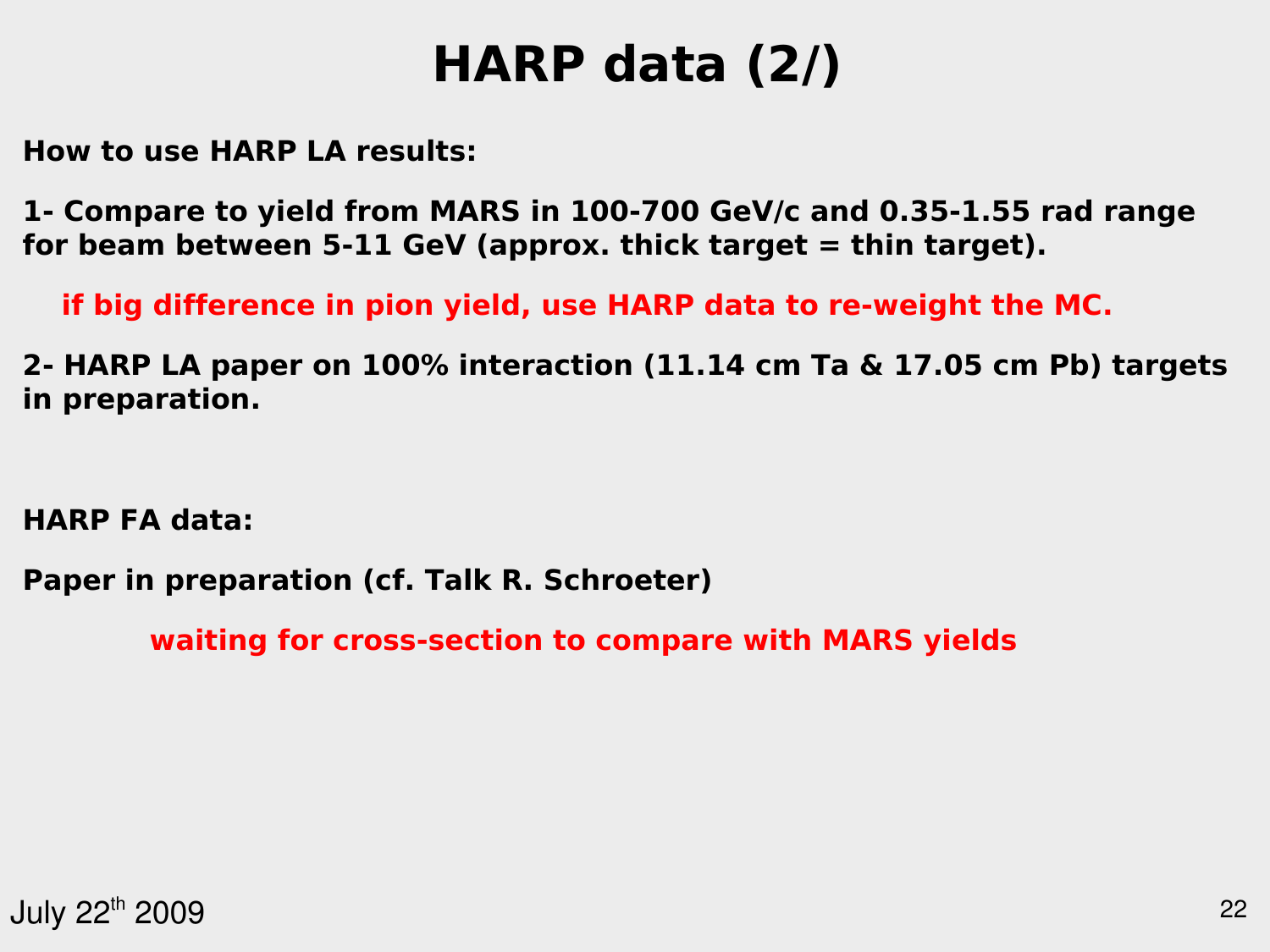# HARP data (2/)

**How to use HARP LA results:**

**1- Compare to yield from MARS in 100-700 GeV/c and 0.35-1.55 rad range for beam between 5-11 GeV (approx. thick target = thin target).**

**if big difference in pion yield, use HARP data to re-weight the MC.**

**2- HARP LA paper on 100% interaction (11.14 cm Ta & 17.05 cm Pb) targets in preparation.**

**HARP FA data:**

**Paper in preparation (cf. Talk R. Schroeter)**

**waiting for cross-section to compare with MARS yields**

July 22nd 2009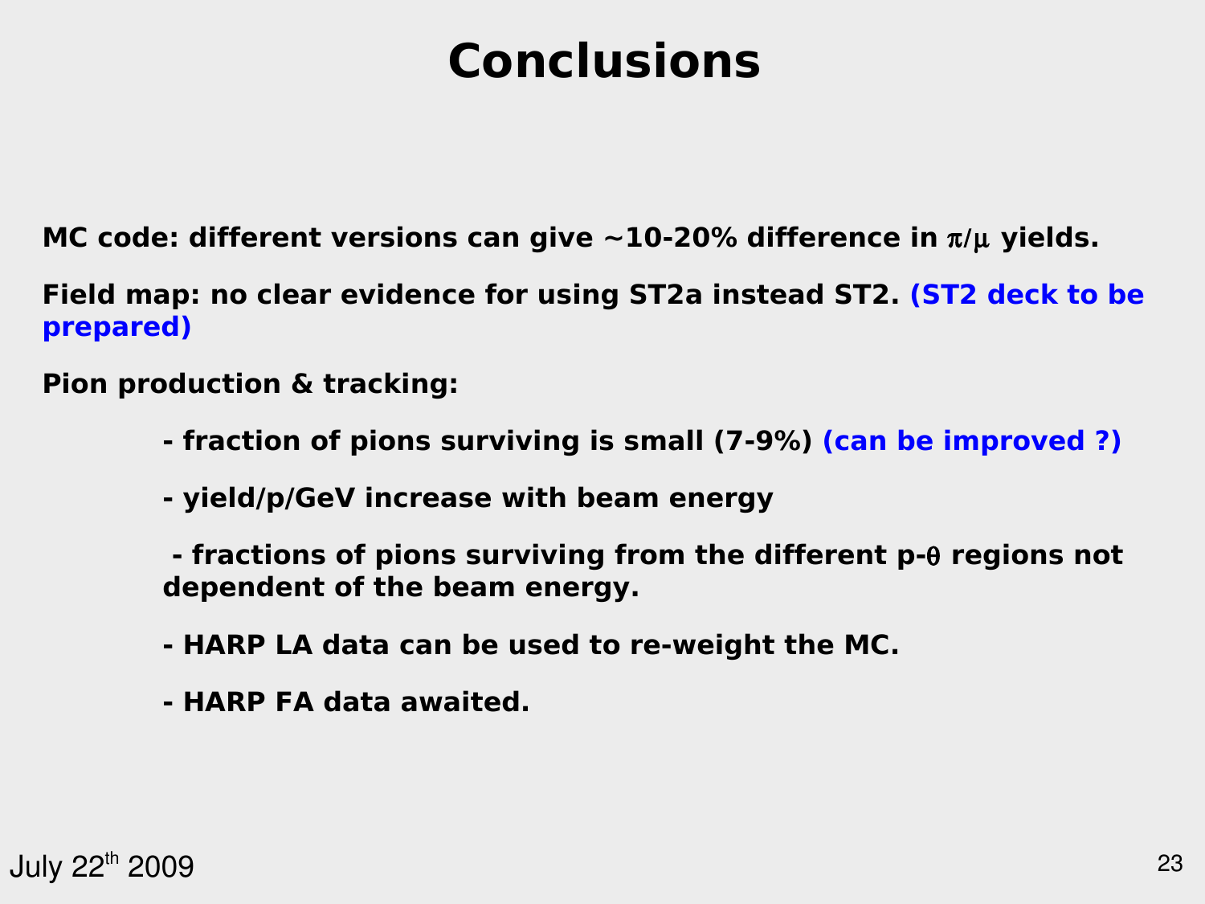# Conclusions

**MC code: different versions can give ~10-20% difference in $\pi/\mu$ yields.**

**Field map: no clear evidence for using ST2a instead ST2. (ST2 deck to be prepared)**

**Pion production & tracking:**

- **fraction of pions surviving is small (7-9%) (can be improved ?)**
- **yield/p/GeV increase with beam energy**
- **fractions of pions surviving from the different p-$\theta$ regions not dependent of the beam energy.**
- **HARP LA data can be used to re-weight the MC.**
- **HARP FA data awaited.**

July 22[th] 2009